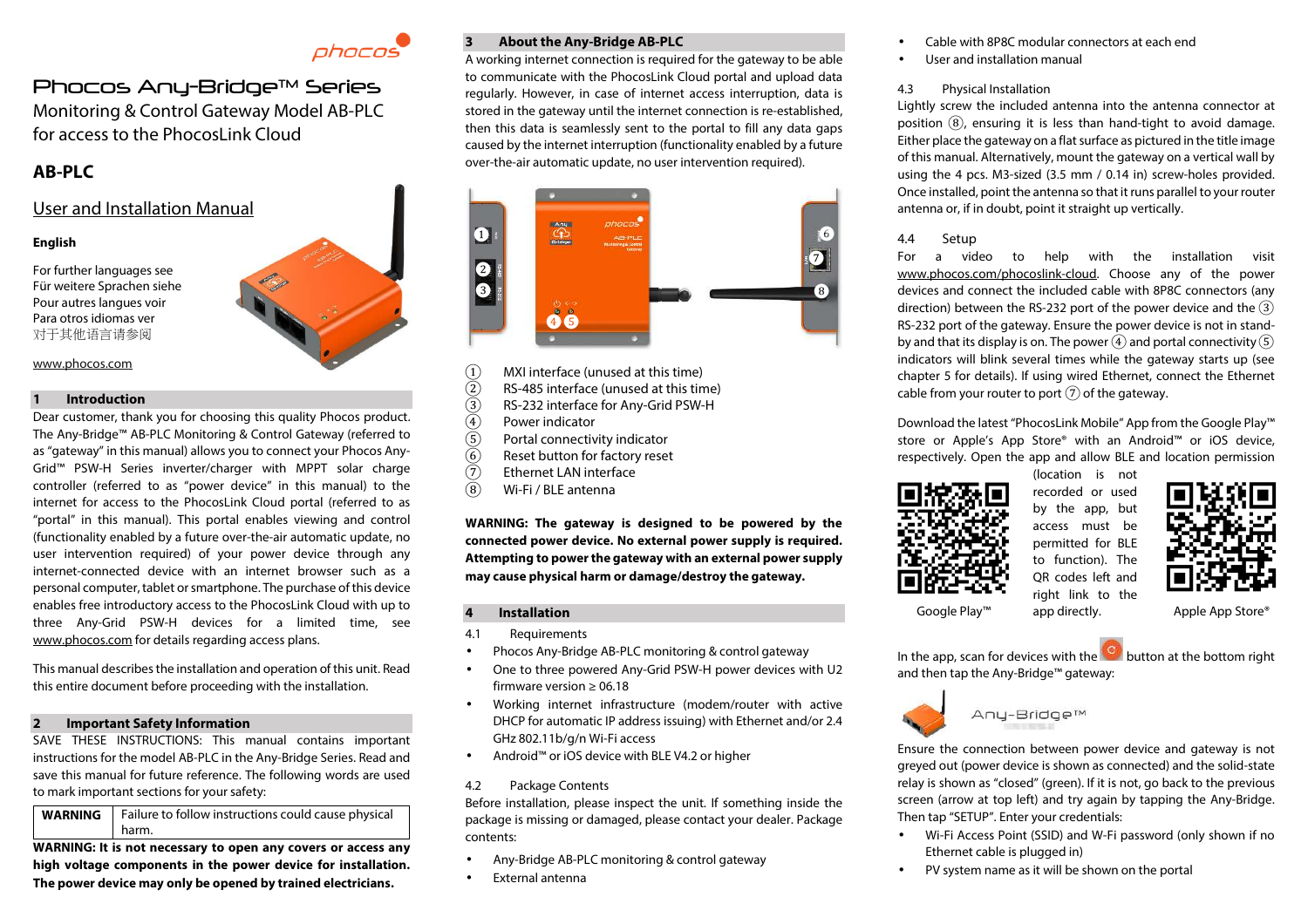# Phocos Any-Bridge™ Series

Monitoring & Control Gateway Model AB-PLC for access to the PhocosLink Cloud

## AB-PLC

## User and Installation Manual

**English**

For further languages see
Für weitere Sprachen siehe
Pour autres langues voir
Para otros idiomas ver
对于其他语言请参阅

www.phocos.com

## 1 Introduction

Dear customer, thank you for choosing this quality Phocos product. The Any-Bridge™ AB-PLC Monitoring & Control Gateway (referred to as "gateway" in this manual) allows you to connect your Phocos Any-Grid™ PSW-H Series inverter/charger with MPPT solar charge controller (referred to as "power device" in this manual) to the internet for access to the PhocosLink Cloud portal (referred to as "portal" in this manual). This portal enables viewing and control (functionality enabled by a future over-the-air automatic update, no user intervention required) of your power device through any internet-connected device with an internet browser such as a personal computer, tablet or smartphone. The purchase of this device enables free introductory access to the PhocosLink Cloud with up to three Any-Grid PSW-H devices for a limited time, see www.phocos.com for details regarding access plans.

This manual describes the installation and operation of this unit. Read this entire document before proceeding with the installation.

## 2 Important Safety Information

SAVE THESE INSTRUCTIONS: This manual contains important instructions for the model AB-PLC in the Any-Bridge Series. Read and save this manual for future reference. The following words are used to mark important sections for your safety:

| **WARNING** | Failure to follow instructions could cause physical harm. |
|---|---|

**WARNING: It is not necessary to open any covers or access any high voltage components in the power device for installation. The power device may only be opened by trained electricians.**

## 3 About the Any-Bridge AB-PLC

A working internet connection is required for the gateway to be able to communicate with the PhocosLink Cloud portal and upload data regularly. However, in case of internet access interruption, data is stored in the gateway until the internet connection is re-established, then this data is seamlessly sent to the portal to fill any data gaps caused by the internet interruption (functionality enabled by a future over-the-air automatic update, no user intervention required).

① MXI interface (unused at this time)
② RS-485 interface (unused at this time)
③ RS-232 interface for Any-Grid PSW-H
④ Power indicator
⑤ Portal connectivity indicator
⑥ Reset button for factory reset
⑦ Ethernet LAN interface
⑧ Wi-Fi / BLE antenna

**WARNING: The gateway is designed to be powered by the connected power device. No external power supply is required. Attempting to power the gateway with an external power supply may cause physical harm or damage/destroy the gateway.**

## 4 Installation

### 4.1 Requirements

- Phocos Any-Bridge AB-PLC monitoring & control gateway
- One to three powered Any-Grid PSW-H power devices with U2 firmware version ≥ 06.18
- Working internet infrastructure (modem/router with active DHCP for automatic IP address issuing) with Ethernet and/or 2.4 GHz 802.11b/g/n Wi-Fi access
- Android™ or iOS device with BLE V4.2 or higher

### 4.2 Package Contents

Before installation, please inspect the unit. If something inside the package is missing or damaged, please contact your dealer. Package contents:

- Any-Bridge AB-PLC monitoring & control gateway
- External antenna
- Cable with 8P8C modular connectors at each end
- User and installation manual

### 4.3 Physical Installation

Lightly screw the included antenna into the antenna connector at position ⑧, ensuring it is less than hand-tight to avoid damage. Either place the gateway on a flat surface as pictured in the title image of this manual. Alternatively, mount the gateway on a vertical wall by using the 4 pcs. M3-sized (3.5 mm / 0.14 in) screw-holes provided. Once installed, point the antenna so that it runs parallel to your router antenna or, if in doubt, point it straight up vertically.

### 4.4 Setup

For a video to help with the installation visit www.phocos.com/phocoslink-cloud. Choose any of the power devices and connect the included cable with 8P8C connectors (any direction) between the RS-232 port of the power device and the ③ RS-232 port of the gateway. Ensure the power device is not in stand-by and that its display is on. The power ④ and portal connectivity ⑤ indicators will blink several times while the gateway starts up (see chapter 5 for details). If using wired Ethernet, connect the Ethernet cable from your router to port ⑦ of the gateway.

Download the latest "PhocosLink Mobile" App from the Google Play™ store or Apple's App Store® with an Android™ or iOS device, respectively. Open the app and allow BLE and location permission (location is not recorded or used by the app, but access must be permitted for BLE to function). The QR codes left and right link to the app directly.

Google Play™

Apple App Store®

In the app, scan for devices with the button at the bottom right and then tap the Any-Bridge™ gateway:

Any-Bridge™

Ensure the connection between power device and gateway is not greyed out (power device is shown as connected) and the solid-state relay is shown as "closed" (green). If it is not, go back to the previous screen (arrow at top left) and try again by tapping the Any-Bridge. Then tap "SETUP". Enter your credentials:

- Wi-Fi Access Point (SSID) and W-Fi password (only shown if no Ethernet cable is plugged in)
- PV system name as it will be shown on the portal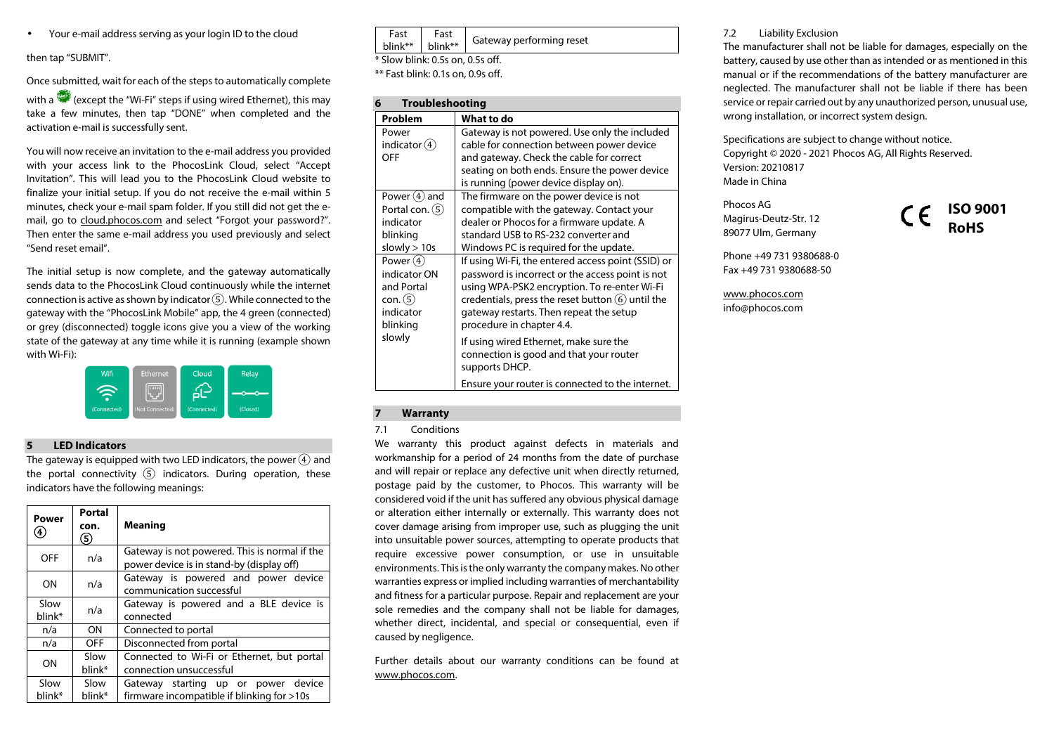- Your e-mail address serving as your login ID to the cloud

then tap "SUBMIT".

Once submitted, wait for each of the steps to automatically complete with a ✓ (except the "Wi-Fi" steps if using wired Ethernet), this may take a few minutes, then tap "DONE" when completed and the activation e-mail is successfully sent.

You will now receive an invitation to the e-mail address you provided with your access link to the PhocosLink Cloud, select "Accept Invitation". This will lead you to the PhocosLink Cloud website to finalize your initial setup. If you do not receive the e-mail within 5 minutes, check your e-mail spam folder. If you still did not get the e-mail, go to cloud.phocos.com and select "Forgot your password?". Then enter the same e-mail address you used previously and select "Send reset email".

The initial setup is now complete, and the gateway automatically sends data to the PhocosLink Cloud continuously while the internet connection is active as shown by indicator ⑤. While connected to the gateway with the "PhocosLink Mobile" app, the 4 green (connected) or grey (disconnected) toggle icons give you a view of the working state of the gateway at any time while it is running (example shown with Wi-Fi):

Wifi (Connected)
Ethernet (Not Connected)
Cloud (Connected)
Relay (Closed)

## 5 LED Indicators

The gateway is equipped with two LED indicators, the power ④ and the portal connectivity ⑤ indicators. During operation, these indicators have the following meanings:

| Power ④ | Portal con. ⑤ | Meaning |
|---|---|---|
| OFF | n/a | Gateway is not powered. This is normal if the power device is in stand-by (display off) |
| ON | n/a | Gateway is powered and power device communication successful |
| Slow blink* | n/a | Gateway is powered and a BLE device is connected |
| n/a | ON | Connected to portal |
| n/a | OFF | Disconnected from portal |
| ON | Slow blink* | Connected to Wi-Fi or Ethernet, but portal connection unsuccessful |
| Slow blink* | Slow blink* | Gateway starting up or power device firmware incompatible if blinking for >10s |
| Fast blink** | Fast blink** | Gateway performing reset |

\* Slow blink: 0.5s on, 0.5s off.
\*\* Fast blink: 0.1s on, 0.9s off.

## 6 Troubleshooting

| Problem | What to do |
|---|---|
| Power indicator ④ OFF | Gateway is not powered. Use only the included cable for connection between power device and gateway. Check the cable for correct seating on both ends. Ensure the power device is running (power device display on). |
| Power ④ and Portal con. ⑤ indicator blinking slowly > 10s | The firmware on the power device is not compatible with the gateway. Contact your dealer or Phocos for a firmware update. A standard USB to RS-232 converter and Windows PC is required for the update. |
| Power ④ indicator ON and Portal con. ⑤ indicator blinking slowly | If using Wi-Fi, the entered access point (SSID) or password is incorrect or the access point is not using WPA-PSK2 encryption. To re-enter Wi-Fi credentials, press the reset button ⑥ until the gateway restarts. Then repeat the setup procedure in chapter 4.4. If using wired Ethernet, make sure the connection is good and that your router supports DHCP. Ensure your router is connected to the internet. |

## 7 Warranty

### 7.1 Conditions

We warranty this product against defects in materials and workmanship for a period of 24 months from the date of purchase and will repair or replace any defective unit when directly returned, postage paid by the customer, to Phocos. This warranty will be considered void if the unit has suffered any obvious physical damage or alteration either internally or externally. This warranty does not cover damage arising from improper use, such as plugging the unit into unsuitable power sources, attempting to operate products that require excessive power consumption, or use in unsuitable environments. This is the only warranty the company makes. No other warranties express or implied including warranties of merchantability and fitness for a particular purpose. Repair and replacement are your sole remedies and the company shall not be liable for damages, whether direct, incidental, and special or consequential, even if caused by negligence.

Further details about our warranty conditions can be found at www.phocos.com.

### 7.2 Liability Exclusion

The manufacturer shall not be liable for damages, especially on the battery, caused by use other than as intended or as mentioned in this manual or if the recommendations of the battery manufacturer are neglected. The manufacturer shall not be liable if there has been service or repair carried out by any unauthorized person, unusual use, wrong installation, or incorrect system design.

Specifications are subject to change without notice.
Copyright © 2020 - 2021 Phocos AG, All Rights Reserved.
Version: 20210817
Made in China

Phocos AG
Magirus-Deutz-Str. 12
89077 Ulm, Germany

CE **ISO 9001** **RoHS**

Phone +49 731 9380688-0
Fax +49 731 9380688-50

www.phocos.com
info@phocos.com